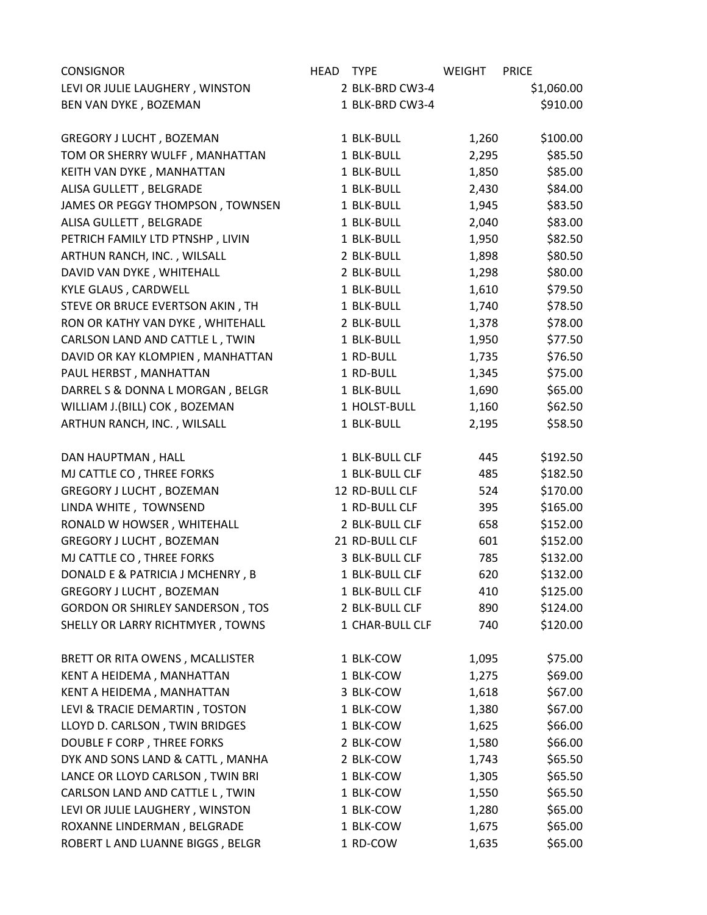| CONSIGNOR | HEAD | TYPE | WEIGHT | PRICE |
|---|---|---|---|---|
| LEVI OR JULIE LAUGHERY , WINSTON | 2 | BLK-BRD CW3-4 | | $1,060.00 |
| BEN VAN DYKE , BOZEMAN | 1 | BLK-BRD CW3-4 | | $910.00 |
| | | | | |
| GREGORY J LUCHT , BOZEMAN | 1 | BLK-BULL | 1,260 | $100.00 |
| TOM OR SHERRY WULFF , MANHATTAN | 1 | BLK-BULL | 2,295 | $85.50 |
| KEITH VAN DYKE , MANHATTAN | 1 | BLK-BULL | 1,850 | $85.00 |
| ALISA GULLETT , BELGRADE | 1 | BLK-BULL | 2,430 | $84.00 |
| JAMES OR PEGGY THOMPSON , TOWNSEN | 1 | BLK-BULL | 1,945 | $83.50 |
| ALISA GULLETT , BELGRADE | 1 | BLK-BULL | 2,040 | $83.00 |
| PETRICH FAMILY LTD PTNSHP , LIVIN | 1 | BLK-BULL | 1,950 | $82.50 |
| ARTHUN RANCH, INC. , WILSALL | 2 | BLK-BULL | 1,898 | $80.50 |
| DAVID VAN DYKE , WHITEHALL | 2 | BLK-BULL | 1,298 | $80.00 |
| KYLE GLAUS , CARDWELL | 1 | BLK-BULL | 1,610 | $79.50 |
| STEVE OR BRUCE EVERTSON AKIN , TH | 1 | BLK-BULL | 1,740 | $78.50 |
| RON OR KATHY VAN DYKE , WHITEHALL | 2 | BLK-BULL | 1,378 | $78.00 |
| CARLSON LAND AND CATTLE L , TWIN | 1 | BLK-BULL | 1,950 | $77.50 |
| DAVID OR KAY KLOMPIEN , MANHATTAN | 1 | RD-BULL | 1,735 | $76.50 |
| PAUL HERBST , MANHATTAN | 1 | RD-BULL | 1,345 | $75.00 |
| DARREL S & DONNA L MORGAN , BELGR | 1 | BLK-BULL | 1,690 | $65.00 |
| WILLIAM J.(BILL) COK , BOZEMAN | 1 | HOLST-BULL | 1,160 | $62.50 |
| ARTHUN RANCH, INC. , WILSALL | 1 | BLK-BULL | 2,195 | $58.50 |
| | | | | |
| DAN HAUPTMAN , HALL | 1 | BLK-BULL CLF | 445 | $192.50 |
| MJ CATTLE CO , THREE FORKS | 1 | BLK-BULL CLF | 485 | $182.50 |
| GREGORY J LUCHT , BOZEMAN | 12 | RD-BULL CLF | 524 | $170.00 |
| LINDA WHITE , TOWNSEND | 1 | RD-BULL CLF | 395 | $165.00 |
| RONALD W HOWSER , WHITEHALL | 2 | BLK-BULL CLF | 658 | $152.00 |
| GREGORY J LUCHT , BOZEMAN | 21 | RD-BULL CLF | 601 | $152.00 |
| MJ CATTLE CO , THREE FORKS | 3 | BLK-BULL CLF | 785 | $132.00 |
| DONALD E & PATRICIA J MCHENRY , B | 1 | BLK-BULL CLF | 620 | $132.00 |
| GREGORY J LUCHT , BOZEMAN | 1 | BLK-BULL CLF | 410 | $125.00 |
| GORDON OR SHIRLEY SANDERSON , TOS | 2 | BLK-BULL CLF | 890 | $124.00 |
| SHELLY OR LARRY RICHTMYER , TOWNS | 1 | CHAR-BULL CLF | 740 | $120.00 |
| | | | | |
| BRETT OR RITA OWENS , MCALLISTER | 1 | BLK-COW | 1,095 | $75.00 |
| KENT A HEIDEMA , MANHATTAN | 1 | BLK-COW | 1,275 | $69.00 |
| KENT A HEIDEMA , MANHATTAN | 3 | BLK-COW | 1,618 | $67.00 |
| LEVI & TRACIE DEMARTIN , TOSTON | 1 | BLK-COW | 1,380 | $67.00 |
| LLOYD D. CARLSON , TWIN BRIDGES | 1 | BLK-COW | 1,625 | $66.00 |
| DOUBLE F CORP , THREE FORKS | 2 | BLK-COW | 1,580 | $66.00 |
| DYK AND SONS LAND & CATTL , MANHA | 2 | BLK-COW | 1,743 | $65.50 |
| LANCE OR LLOYD CARLSON , TWIN BRI | 1 | BLK-COW | 1,305 | $65.50 |
| CARLSON LAND AND CATTLE L , TWIN | 1 | BLK-COW | 1,550 | $65.50 |
| LEVI OR JULIE LAUGHERY , WINSTON | 1 | BLK-COW | 1,280 | $65.00 |
| ROXANNE LINDERMAN , BELGRADE | 1 | BLK-COW | 1,675 | $65.00 |
| ROBERT L AND LUANNE BIGGS , BELGR | 1 | RD-COW | 1,635 | $65.00 |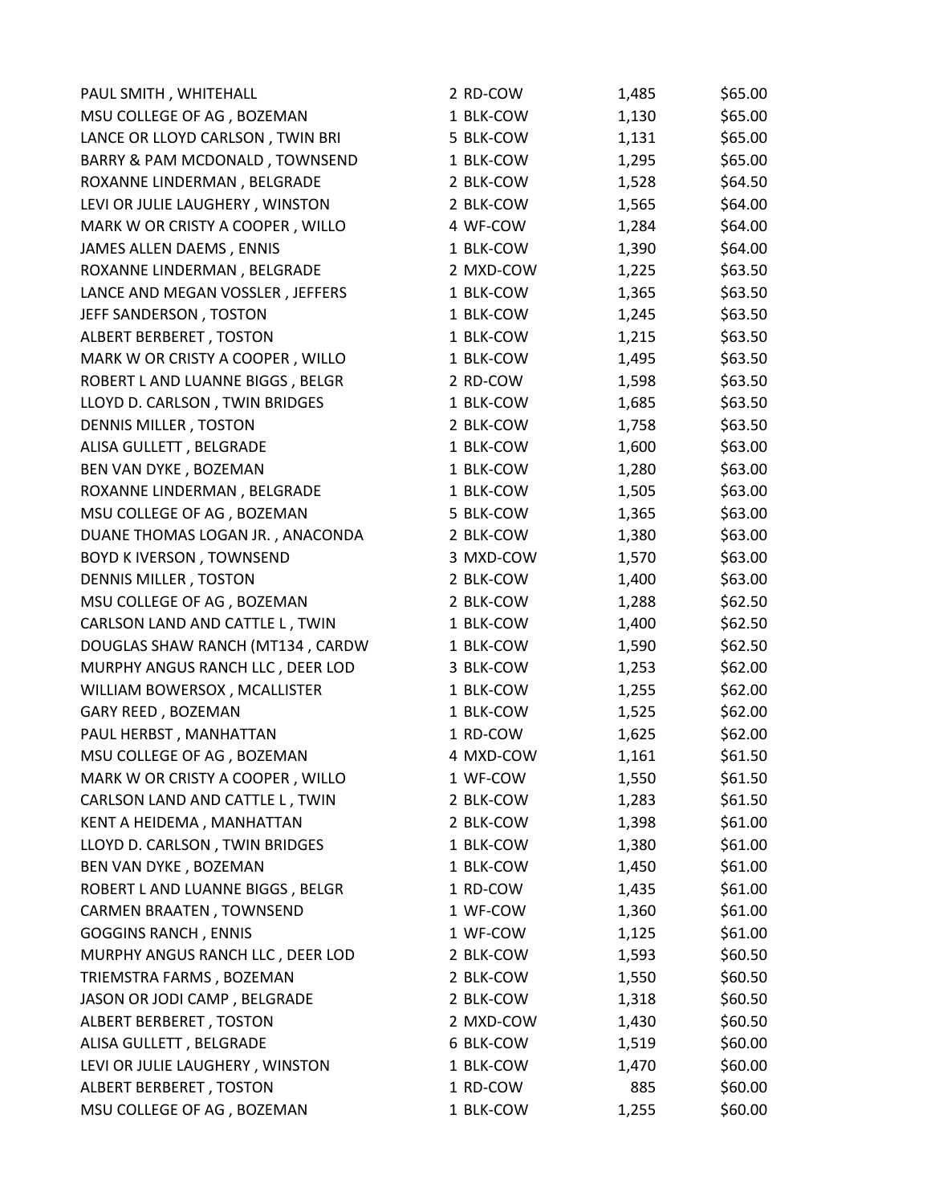| | | | |
|---|---|---|---|
| PAUL SMITH , WHITEHALL | 2 RD-COW | 1,485 | $65.00 |
| MSU COLLEGE OF AG , BOZEMAN | 1 BLK-COW | 1,130 | $65.00 |
| LANCE OR LLOYD CARLSON , TWIN BRI | 5 BLK-COW | 1,131 | $65.00 |
| BARRY & PAM MCDONALD , TOWNSEND | 1 BLK-COW | 1,295 | $65.00 |
| ROXANNE LINDERMAN , BELGRADE | 2 BLK-COW | 1,528 | $64.50 |
| LEVI OR JULIE LAUGHERY , WINSTON | 2 BLK-COW | 1,565 | $64.00 |
| MARK W OR CRISTY A COOPER , WILLO | 4 WF-COW | 1,284 | $64.00 |
| JAMES ALLEN DAEMS , ENNIS | 1 BLK-COW | 1,390 | $64.00 |
| ROXANNE LINDERMAN , BELGRADE | 2 MXD-COW | 1,225 | $63.50 |
| LANCE AND MEGAN VOSSLER , JEFFERS | 1 BLK-COW | 1,365 | $63.50 |
| JEFF SANDERSON , TOSTON | 1 BLK-COW | 1,245 | $63.50 |
| ALBERT BERBERET , TOSTON | 1 BLK-COW | 1,215 | $63.50 |
| MARK W OR CRISTY A COOPER , WILLO | 1 BLK-COW | 1,495 | $63.50 |
| ROBERT L AND LUANNE BIGGS , BELGR | 2 RD-COW | 1,598 | $63.50 |
| LLOYD D. CARLSON , TWIN BRIDGES | 1 BLK-COW | 1,685 | $63.50 |
| DENNIS MILLER , TOSTON | 2 BLK-COW | 1,758 | $63.50 |
| ALISA GULLETT , BELGRADE | 1 BLK-COW | 1,600 | $63.00 |
| BEN VAN DYKE , BOZEMAN | 1 BLK-COW | 1,280 | $63.00 |
| ROXANNE LINDERMAN , BELGRADE | 1 BLK-COW | 1,505 | $63.00 |
| MSU COLLEGE OF AG , BOZEMAN | 5 BLK-COW | 1,365 | $63.00 |
| DUANE THOMAS LOGAN JR. , ANACONDA | 2 BLK-COW | 1,380 | $63.00 |
| BOYD K IVERSON , TOWNSEND | 3 MXD-COW | 1,570 | $63.00 |
| DENNIS MILLER , TOSTON | 2 BLK-COW | 1,400 | $63.00 |
| MSU COLLEGE OF AG , BOZEMAN | 2 BLK-COW | 1,288 | $62.50 |
| CARLSON LAND AND CATTLE L , TWIN | 1 BLK-COW | 1,400 | $62.50 |
| DOUGLAS SHAW RANCH (MT134 , CARDW | 1 BLK-COW | 1,590 | $62.50 |
| MURPHY ANGUS RANCH LLC , DEER LOD | 3 BLK-COW | 1,253 | $62.00 |
| WILLIAM BOWERSOX , MCALLISTER | 1 BLK-COW | 1,255 | $62.00 |
| GARY REED , BOZEMAN | 1 BLK-COW | 1,525 | $62.00 |
| PAUL HERBST , MANHATTAN | 1 RD-COW | 1,625 | $62.00 |
| MSU COLLEGE OF AG , BOZEMAN | 4 MXD-COW | 1,161 | $61.50 |
| MARK W OR CRISTY A COOPER , WILLO | 1 WF-COW | 1,550 | $61.50 |
| CARLSON LAND AND CATTLE L , TWIN | 2 BLK-COW | 1,283 | $61.50 |
| KENT A HEIDEMA , MANHATTAN | 2 BLK-COW | 1,398 | $61.00 |
| LLOYD D. CARLSON , TWIN BRIDGES | 1 BLK-COW | 1,380 | $61.00 |
| BEN VAN DYKE , BOZEMAN | 1 BLK-COW | 1,450 | $61.00 |
| ROBERT L AND LUANNE BIGGS , BELGR | 1 RD-COW | 1,435 | $61.00 |
| CARMEN BRAATEN , TOWNSEND | 1 WF-COW | 1,360 | $61.00 |
| GOGGINS RANCH , ENNIS | 1 WF-COW | 1,125 | $61.00 |
| MURPHY ANGUS RANCH LLC , DEER LOD | 2 BLK-COW | 1,593 | $60.50 |
| TRIEMSTRA FARMS , BOZEMAN | 2 BLK-COW | 1,550 | $60.50 |
| JASON OR JODI CAMP , BELGRADE | 2 BLK-COW | 1,318 | $60.50 |
| ALBERT BERBERET , TOSTON | 2 MXD-COW | 1,430 | $60.50 |
| ALISA GULLETT , BELGRADE | 6 BLK-COW | 1,519 | $60.00 |
| LEVI OR JULIE LAUGHERY , WINSTON | 1 BLK-COW | 1,470 | $60.00 |
| ALBERT BERBERET , TOSTON | 1 RD-COW | 885 | $60.00 |
| MSU COLLEGE OF AG , BOZEMAN | 1 BLK-COW | 1,255 | $60.00 |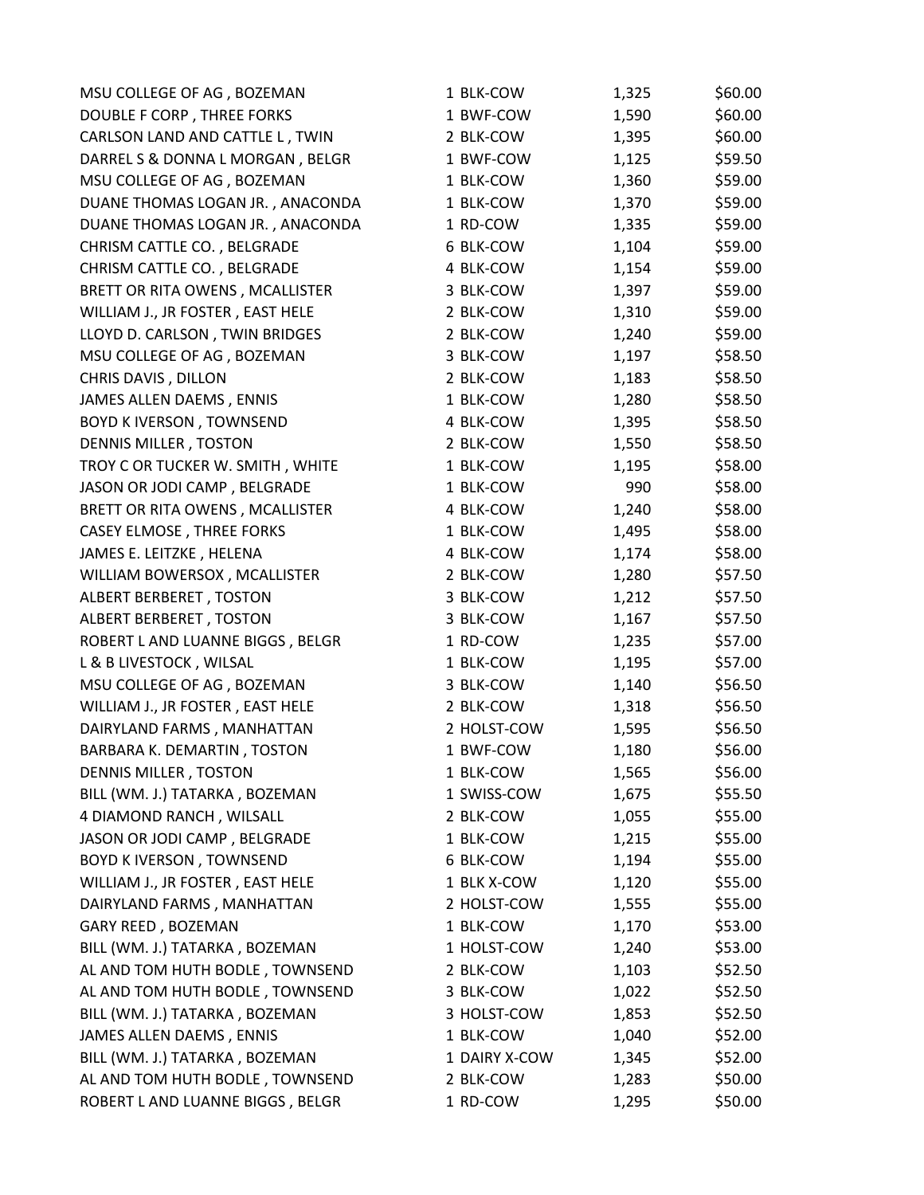| | | | |
|---|---|---|---|
| MSU COLLEGE OF AG , BOZEMAN | 1 BLK-COW | 1,325 | $60.00 |
| DOUBLE F CORP , THREE FORKS | 1 BWF-COW | 1,590 | $60.00 |
| CARLSON LAND AND CATTLE L , TWIN | 2 BLK-COW | 1,395 | $60.00 |
| DARREL S & DONNA L MORGAN , BELGR | 1 BWF-COW | 1,125 | $59.50 |
| MSU COLLEGE OF AG , BOZEMAN | 1 BLK-COW | 1,360 | $59.00 |
| DUANE THOMAS LOGAN JR. , ANACONDA | 1 BLK-COW | 1,370 | $59.00 |
| DUANE THOMAS LOGAN JR. , ANACONDA | 1 RD-COW | 1,335 | $59.00 |
| CHRISM CATTLE CO. , BELGRADE | 6 BLK-COW | 1,104 | $59.00 |
| CHRISM CATTLE CO. , BELGRADE | 4 BLK-COW | 1,154 | $59.00 |
| BRETT OR RITA OWENS , MCALLISTER | 3 BLK-COW | 1,397 | $59.00 |
| WILLIAM J., JR FOSTER , EAST HELE | 2 BLK-COW | 1,310 | $59.00 |
| LLOYD D. CARLSON , TWIN BRIDGES | 2 BLK-COW | 1,240 | $59.00 |
| MSU COLLEGE OF AG , BOZEMAN | 3 BLK-COW | 1,197 | $58.50 |
| CHRIS DAVIS , DILLON | 2 BLK-COW | 1,183 | $58.50 |
| JAMES ALLEN DAEMS , ENNIS | 1 BLK-COW | 1,280 | $58.50 |
| BOYD K IVERSON , TOWNSEND | 4 BLK-COW | 1,395 | $58.50 |
| DENNIS MILLER , TOSTON | 2 BLK-COW | 1,550 | $58.50 |
| TROY C OR TUCKER W. SMITH , WHITE | 1 BLK-COW | 1,195 | $58.00 |
| JASON OR JODI CAMP , BELGRADE | 1 BLK-COW | 990 | $58.00 |
| BRETT OR RITA OWENS , MCALLISTER | 4 BLK-COW | 1,240 | $58.00 |
| CASEY ELMOSE , THREE FORKS | 1 BLK-COW | 1,495 | $58.00 |
| JAMES E. LEITZKE , HELENA | 4 BLK-COW | 1,174 | $58.00 |
| WILLIAM BOWERSOX , MCALLISTER | 2 BLK-COW | 1,280 | $57.50 |
| ALBERT BERBERET , TOSTON | 3 BLK-COW | 1,212 | $57.50 |
| ALBERT BERBERET , TOSTON | 3 BLK-COW | 1,167 | $57.50 |
| ROBERT L AND LUANNE BIGGS , BELGR | 1 RD-COW | 1,235 | $57.00 |
| L & B LIVESTOCK , WILSAL | 1 BLK-COW | 1,195 | $57.00 |
| MSU COLLEGE OF AG , BOZEMAN | 3 BLK-COW | 1,140 | $56.50 |
| WILLIAM J., JR FOSTER , EAST HELE | 2 BLK-COW | 1,318 | $56.50 |
| DAIRYLAND FARMS , MANHATTAN | 2 HOLST-COW | 1,595 | $56.50 |
| BARBARA K. DEMARTIN , TOSTON | 1 BWF-COW | 1,180 | $56.00 |
| DENNIS MILLER , TOSTON | 1 BLK-COW | 1,565 | $56.00 |
| BILL (WM. J.) TATARKA , BOZEMAN | 1 SWISS-COW | 1,675 | $55.50 |
| 4 DIAMOND RANCH , WILSALL | 2 BLK-COW | 1,055 | $55.00 |
| JASON OR JODI CAMP , BELGRADE | 1 BLK-COW | 1,215 | $55.00 |
| BOYD K IVERSON , TOWNSEND | 6 BLK-COW | 1,194 | $55.00 |
| WILLIAM J., JR FOSTER , EAST HELE | 1 BLK X-COW | 1,120 | $55.00 |
| DAIRYLAND FARMS , MANHATTAN | 2 HOLST-COW | 1,555 | $55.00 |
| GARY REED , BOZEMAN | 1 BLK-COW | 1,170 | $53.00 |
| BILL (WM. J.) TATARKA , BOZEMAN | 1 HOLST-COW | 1,240 | $53.00 |
| AL AND TOM HUTH BODLE , TOWNSEND | 2 BLK-COW | 1,103 | $52.50 |
| AL AND TOM HUTH BODLE , TOWNSEND | 3 BLK-COW | 1,022 | $52.50 |
| BILL (WM. J.) TATARKA , BOZEMAN | 3 HOLST-COW | 1,853 | $52.50 |
| JAMES ALLEN DAEMS , ENNIS | 1 BLK-COW | 1,040 | $52.00 |
| BILL (WM. J.) TATARKA , BOZEMAN | 1 DAIRY X-COW | 1,345 | $52.00 |
| AL AND TOM HUTH BODLE , TOWNSEND | 2 BLK-COW | 1,283 | $50.00 |
| ROBERT L AND LUANNE BIGGS , BELGR | 1 RD-COW | 1,295 | $50.00 |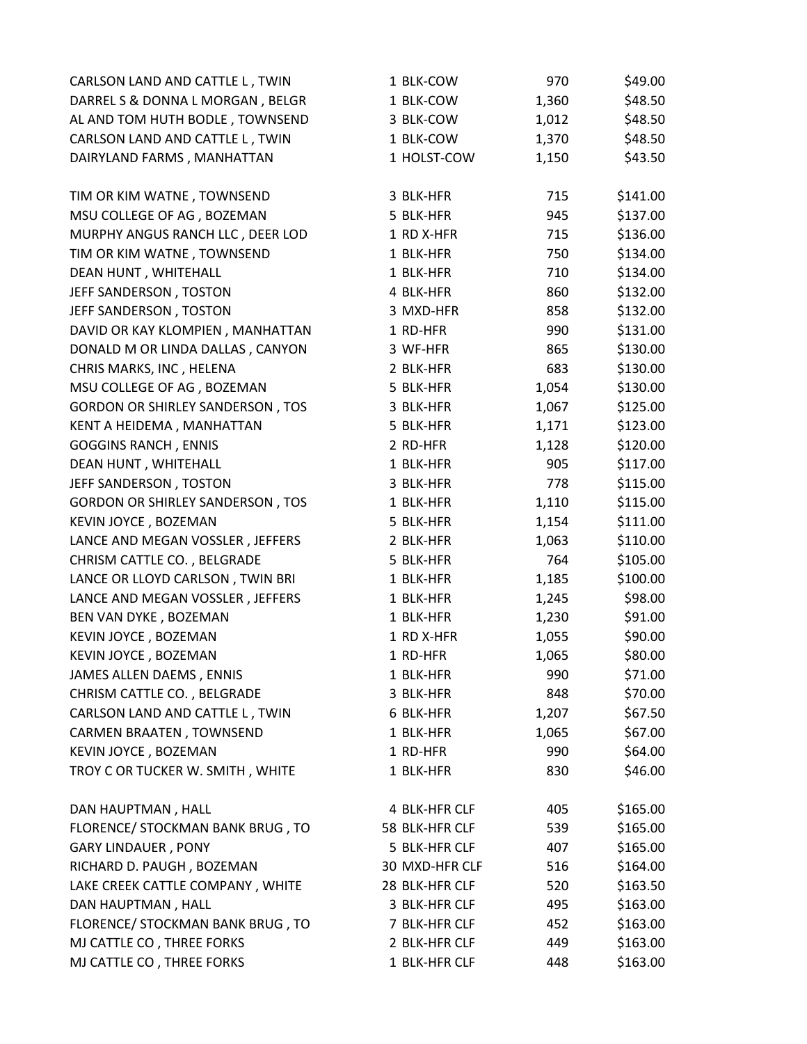| | | | |
|---|---|---|---|
| CARLSON LAND AND CATTLE L , TWIN | 1 BLK-COW | 970 | $49.00 |
| DARREL S & DONNA L MORGAN , BELGR | 1 BLK-COW | 1,360 | $48.50 |
| AL AND TOM HUTH BODLE , TOWNSEND | 3 BLK-COW | 1,012 | $48.50 |
| CARLSON LAND AND CATTLE L , TWIN | 1 BLK-COW | 1,370 | $48.50 |
| DAIRYLAND FARMS , MANHATTAN | 1 HOLST-COW | 1,150 | $43.50 |

| | | | |
|---|---|---|---|
| TIM OR KIM WATNE , TOWNSEND | 3 BLK-HFR | 715 | $141.00 |
| MSU COLLEGE OF AG , BOZEMAN | 5 BLK-HFR | 945 | $137.00 |
| MURPHY ANGUS RANCH LLC , DEER LOD | 1 RD X-HFR | 715 | $136.00 |
| TIM OR KIM WATNE , TOWNSEND | 1 BLK-HFR | 750 | $134.00 |
| DEAN HUNT , WHITEHALL | 1 BLK-HFR | 710 | $134.00 |
| JEFF SANDERSON , TOSTON | 4 BLK-HFR | 860 | $132.00 |
| JEFF SANDERSON , TOSTON | 3 MXD-HFR | 858 | $132.00 |
| DAVID OR KAY KLOMPIEN , MANHATTAN | 1 RD-HFR | 990 | $131.00 |
| DONALD M OR LINDA DALLAS , CANYON | 3 WF-HFR | 865 | $130.00 |
| CHRIS MARKS, INC , HELENA | 2 BLK-HFR | 683 | $130.00 |
| MSU COLLEGE OF AG , BOZEMAN | 5 BLK-HFR | 1,054 | $130.00 |
| GORDON OR SHIRLEY SANDERSON , TOS | 3 BLK-HFR | 1,067 | $125.00 |
| KENT A HEIDEMA , MANHATTAN | 5 BLK-HFR | 1,171 | $123.00 |
| GOGGINS RANCH , ENNIS | 2 RD-HFR | 1,128 | $120.00 |
| DEAN HUNT , WHITEHALL | 1 BLK-HFR | 905 | $117.00 |
| JEFF SANDERSON , TOSTON | 3 BLK-HFR | 778 | $115.00 |
| GORDON OR SHIRLEY SANDERSON , TOS | 1 BLK-HFR | 1,110 | $115.00 |
| KEVIN JOYCE , BOZEMAN | 5 BLK-HFR | 1,154 | $111.00 |
| LANCE AND MEGAN VOSSLER , JEFFERS | 2 BLK-HFR | 1,063 | $110.00 |
| CHRISM CATTLE CO. , BELGRADE | 5 BLK-HFR | 764 | $105.00 |
| LANCE OR LLOYD CARLSON , TWIN BRI | 1 BLK-HFR | 1,185 | $100.00 |
| LANCE AND MEGAN VOSSLER , JEFFERS | 1 BLK-HFR | 1,245 | $98.00 |
| BEN VAN DYKE , BOZEMAN | 1 BLK-HFR | 1,230 | $91.00 |
| KEVIN JOYCE , BOZEMAN | 1 RD X-HFR | 1,055 | $90.00 |
| KEVIN JOYCE , BOZEMAN | 1 RD-HFR | 1,065 | $80.00 |
| JAMES ALLEN DAEMS , ENNIS | 1 BLK-HFR | 990 | $71.00 |
| CHRISM CATTLE CO. , BELGRADE | 3 BLK-HFR | 848 | $70.00 |
| CARLSON LAND AND CATTLE L , TWIN | 6 BLK-HFR | 1,207 | $67.50 |
| CARMEN BRAATEN , TOWNSEND | 1 BLK-HFR | 1,065 | $67.00 |
| KEVIN JOYCE , BOZEMAN | 1 RD-HFR | 990 | $64.00 |
| TROY C OR TUCKER W. SMITH , WHITE | 1 BLK-HFR | 830 | $46.00 |

| | | | |
|---|---|---|---|
| DAN HAUPTMAN , HALL | 4 BLK-HFR CLF | 405 | $165.00 |
| FLORENCE/ STOCKMAN BANK BRUG , TO | 58 BLK-HFR CLF | 539 | $165.00 |
| GARY LINDAUER , PONY | 5 BLK-HFR CLF | 407 | $165.00 |
| RICHARD D. PAUGH , BOZEMAN | 30 MXD-HFR CLF | 516 | $164.00 |
| LAKE CREEK CATTLE COMPANY , WHITE | 28 BLK-HFR CLF | 520 | $163.50 |
| DAN HAUPTMAN , HALL | 3 BLK-HFR CLF | 495 | $163.00 |
| FLORENCE/ STOCKMAN BANK BRUG , TO | 7 BLK-HFR CLF | 452 | $163.00 |
| MJ CATTLE CO , THREE FORKS | 2 BLK-HFR CLF | 449 | $163.00 |
| MJ CATTLE CO , THREE FORKS | 1 BLK-HFR CLF | 448 | $163.00 |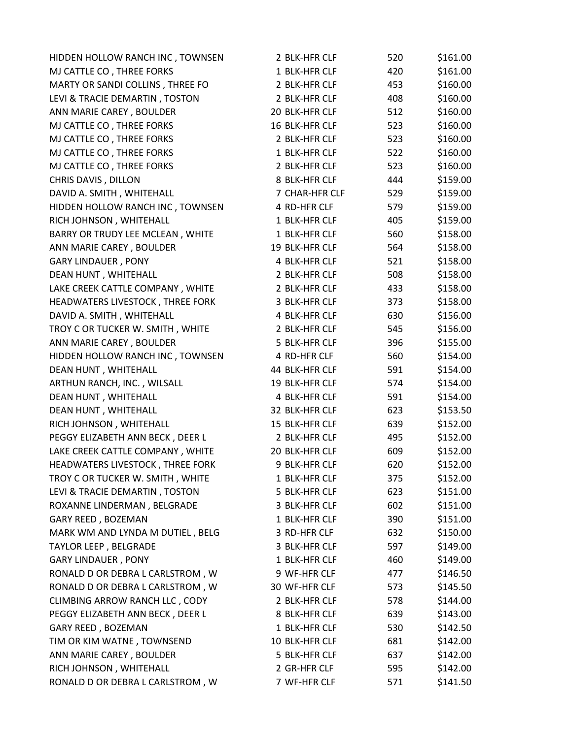| | | | |
|---|---|---|---|
| HIDDEN HOLLOW RANCH INC , TOWNSEN | 2 BLK-HFR CLF | 520 | $161.00 |
| MJ CATTLE CO , THREE FORKS | 1 BLK-HFR CLF | 420 | $161.00 |
| MARTY OR SANDI COLLINS , THREE FO | 2 BLK-HFR CLF | 453 | $160.00 |
| LEVI & TRACIE DEMARTIN , TOSTON | 2 BLK-HFR CLF | 408 | $160.00 |
| ANN MARIE CAREY , BOULDER | 20 BLK-HFR CLF | 512 | $160.00 |
| MJ CATTLE CO , THREE FORKS | 16 BLK-HFR CLF | 523 | $160.00 |
| MJ CATTLE CO , THREE FORKS | 2 BLK-HFR CLF | 523 | $160.00 |
| MJ CATTLE CO , THREE FORKS | 1 BLK-HFR CLF | 522 | $160.00 |
| MJ CATTLE CO , THREE FORKS | 2 BLK-HFR CLF | 523 | $160.00 |
| CHRIS DAVIS , DILLON | 8 BLK-HFR CLF | 444 | $159.00 |
| DAVID A. SMITH , WHITEHALL | 7 CHAR-HFR CLF | 529 | $159.00 |
| HIDDEN HOLLOW RANCH INC , TOWNSEN | 4 RD-HFR CLF | 579 | $159.00 |
| RICH JOHNSON , WHITEHALL | 1 BLK-HFR CLF | 405 | $159.00 |
| BARRY OR TRUDY LEE MCLEAN , WHITE | 1 BLK-HFR CLF | 560 | $158.00 |
| ANN MARIE CAREY , BOULDER | 19 BLK-HFR CLF | 564 | $158.00 |
| GARY LINDAUER , PONY | 4 BLK-HFR CLF | 521 | $158.00 |
| DEAN HUNT , WHITEHALL | 2 BLK-HFR CLF | 508 | $158.00 |
| LAKE CREEK CATTLE COMPANY , WHITE | 2 BLK-HFR CLF | 433 | $158.00 |
| HEADWATERS LIVESTOCK , THREE FORK | 3 BLK-HFR CLF | 373 | $158.00 |
| DAVID A. SMITH , WHITEHALL | 4 BLK-HFR CLF | 630 | $156.00 |
| TROY C OR TUCKER W. SMITH , WHITE | 2 BLK-HFR CLF | 545 | $156.00 |
| ANN MARIE CAREY , BOULDER | 5 BLK-HFR CLF | 396 | $155.00 |
| HIDDEN HOLLOW RANCH INC , TOWNSEN | 4 RD-HFR CLF | 560 | $154.00 |
| DEAN HUNT , WHITEHALL | 44 BLK-HFR CLF | 591 | $154.00 |
| ARTHUN RANCH, INC. , WILSALL | 19 BLK-HFR CLF | 574 | $154.00 |
| DEAN HUNT , WHITEHALL | 4 BLK-HFR CLF | 591 | $154.00 |
| DEAN HUNT , WHITEHALL | 32 BLK-HFR CLF | 623 | $153.50 |
| RICH JOHNSON , WHITEHALL | 15 BLK-HFR CLF | 639 | $152.00 |
| PEGGY ELIZABETH ANN BECK , DEER L | 2 BLK-HFR CLF | 495 | $152.00 |
| LAKE CREEK CATTLE COMPANY , WHITE | 20 BLK-HFR CLF | 609 | $152.00 |
| HEADWATERS LIVESTOCK , THREE FORK | 9 BLK-HFR CLF | 620 | $152.00 |
| TROY C OR TUCKER W. SMITH , WHITE | 1 BLK-HFR CLF | 375 | $152.00 |
| LEVI & TRACIE DEMARTIN , TOSTON | 5 BLK-HFR CLF | 623 | $151.00 |
| ROXANNE LINDERMAN , BELGRADE | 3 BLK-HFR CLF | 602 | $151.00 |
| GARY REED , BOZEMAN | 1 BLK-HFR CLF | 390 | $151.00 |
| MARK WM AND LYNDA M DUTIEL , BELG | 3 RD-HFR CLF | 632 | $150.00 |
| TAYLOR LEEP , BELGRADE | 3 BLK-HFR CLF | 597 | $149.00 |
| GARY LINDAUER , PONY | 1 BLK-HFR CLF | 460 | $149.00 |
| RONALD D OR DEBRA L CARLSTROM , W | 9 WF-HFR CLF | 477 | $146.50 |
| RONALD D OR DEBRA L CARLSTROM , W | 30 WF-HFR CLF | 573 | $145.50 |
| CLIMBING ARROW RANCH LLC , CODY | 2 BLK-HFR CLF | 578 | $144.00 |
| PEGGY ELIZABETH ANN BECK , DEER L | 8 BLK-HFR CLF | 639 | $143.00 |
| GARY REED , BOZEMAN | 1 BLK-HFR CLF | 530 | $142.50 |
| TIM OR KIM WATNE , TOWNSEND | 10 BLK-HFR CLF | 681 | $142.00 |
| ANN MARIE CAREY , BOULDER | 5 BLK-HFR CLF | 637 | $142.00 |
| RICH JOHNSON , WHITEHALL | 2 GR-HFR CLF | 595 | $142.00 |
| RONALD D OR DEBRA L CARLSTROM , W | 7 WF-HFR CLF | 571 | $141.50 |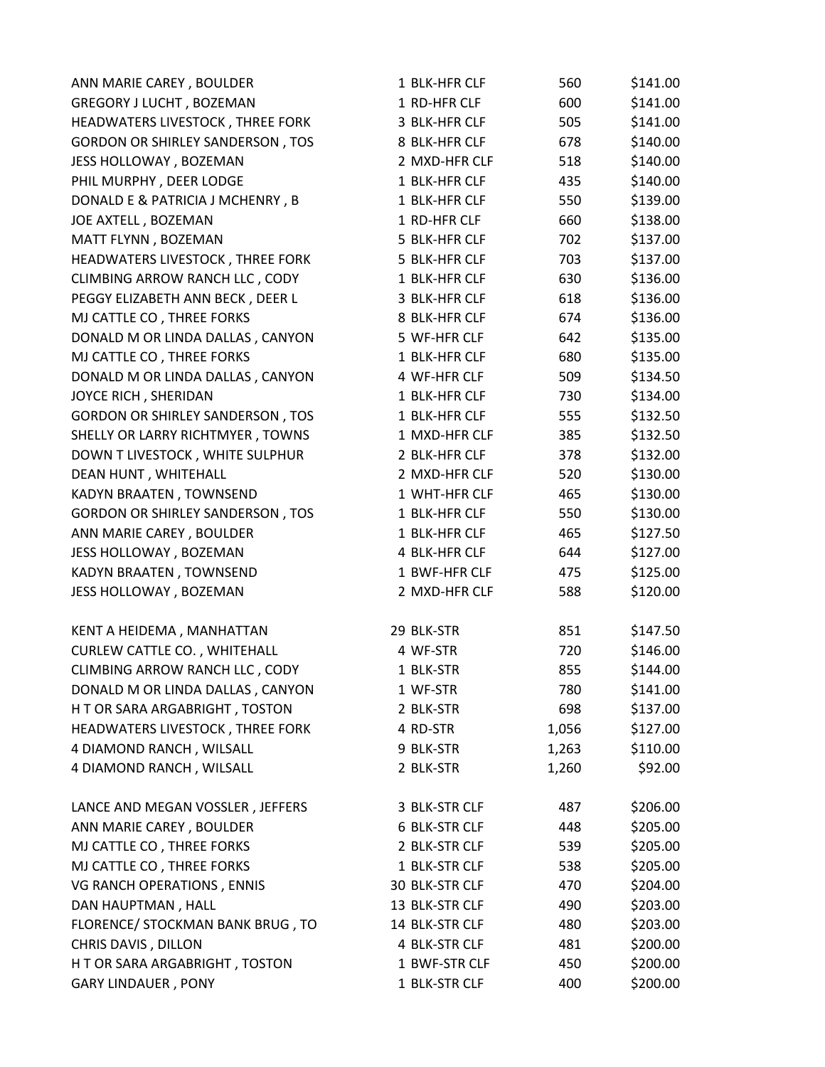| | | | |
|---|---|---|---|
| ANN MARIE CAREY , BOULDER | 1 BLK-HFR CLF | 560 | $141.00 |
| GREGORY J LUCHT , BOZEMAN | 1 RD-HFR CLF | 600 | $141.00 |
| HEADWATERS LIVESTOCK , THREE FORK | 3 BLK-HFR CLF | 505 | $141.00 |
| GORDON OR SHIRLEY SANDERSON , TOS | 8 BLK-HFR CLF | 678 | $140.00 |
| JESS HOLLOWAY , BOZEMAN | 2 MXD-HFR CLF | 518 | $140.00 |
| PHIL MURPHY , DEER LODGE | 1 BLK-HFR CLF | 435 | $140.00 |
| DONALD E & PATRICIA J MCHENRY , B | 1 BLK-HFR CLF | 550 | $139.00 |
| JOE AXTELL , BOZEMAN | 1 RD-HFR CLF | 660 | $138.00 |
| MATT FLYNN , BOZEMAN | 5 BLK-HFR CLF | 702 | $137.00 |
| HEADWATERS LIVESTOCK , THREE FORK | 5 BLK-HFR CLF | 703 | $137.00 |
| CLIMBING ARROW RANCH LLC , CODY | 1 BLK-HFR CLF | 630 | $136.00 |
| PEGGY ELIZABETH ANN BECK , DEER L | 3 BLK-HFR CLF | 618 | $136.00 |
| MJ CATTLE CO , THREE FORKS | 8 BLK-HFR CLF | 674 | $136.00 |
| DONALD M OR LINDA DALLAS , CANYON | 5 WF-HFR CLF | 642 | $135.00 |
| MJ CATTLE CO , THREE FORKS | 1 BLK-HFR CLF | 680 | $135.00 |
| DONALD M OR LINDA DALLAS , CANYON | 4 WF-HFR CLF | 509 | $134.50 |
| JOYCE RICH , SHERIDAN | 1 BLK-HFR CLF | 730 | $134.00 |
| GORDON OR SHIRLEY SANDERSON , TOS | 1 BLK-HFR CLF | 555 | $132.50 |
| SHELLY OR LARRY RICHTMYER , TOWNS | 1 MXD-HFR CLF | 385 | $132.50 |
| DOWN T LIVESTOCK , WHITE SULPHUR | 2 BLK-HFR CLF | 378 | $132.00 |
| DEAN HUNT , WHITEHALL | 2 MXD-HFR CLF | 520 | $130.00 |
| KADYN BRAATEN , TOWNSEND | 1 WHT-HFR CLF | 465 | $130.00 |
| GORDON OR SHIRLEY SANDERSON , TOS | 1 BLK-HFR CLF | 550 | $130.00 |
| ANN MARIE CAREY , BOULDER | 1 BLK-HFR CLF | 465 | $127.50 |
| JESS HOLLOWAY , BOZEMAN | 4 BLK-HFR CLF | 644 | $127.00 |
| KADYN BRAATEN , TOWNSEND | 1 BWF-HFR CLF | 475 | $125.00 |
| JESS HOLLOWAY , BOZEMAN | 2 MXD-HFR CLF | 588 | $120.00 |
| | | | |
| KENT A HEIDEMA , MANHATTAN | 29 BLK-STR | 851 | $147.50 |
| CURLEW CATTLE CO. , WHITEHALL | 4 WF-STR | 720 | $146.00 |
| CLIMBING ARROW RANCH LLC , CODY | 1 BLK-STR | 855 | $144.00 |
| DONALD M OR LINDA DALLAS , CANYON | 1 WF-STR | 780 | $141.00 |
| H T OR SARA ARGABRIGHT , TOSTON | 2 BLK-STR | 698 | $137.00 |
| HEADWATERS LIVESTOCK , THREE FORK | 4 RD-STR | 1,056 | $127.00 |
| 4 DIAMOND RANCH , WILSALL | 9 BLK-STR | 1,263 | $110.00 |
| 4 DIAMOND RANCH , WILSALL | 2 BLK-STR | 1,260 | $92.00 |
| | | | |
| LANCE AND MEGAN VOSSLER , JEFFERS | 3 BLK-STR CLF | 487 | $206.00 |
| ANN MARIE CAREY , BOULDER | 6 BLK-STR CLF | 448 | $205.00 |
| MJ CATTLE CO , THREE FORKS | 2 BLK-STR CLF | 539 | $205.00 |
| MJ CATTLE CO , THREE FORKS | 1 BLK-STR CLF | 538 | $205.00 |
| VG RANCH OPERATIONS , ENNIS | 30 BLK-STR CLF | 470 | $204.00 |
| DAN HAUPTMAN , HALL | 13 BLK-STR CLF | 490 | $203.00 |
| FLORENCE/ STOCKMAN BANK BRUG , TO | 14 BLK-STR CLF | 480 | $203.00 |
| CHRIS DAVIS , DILLON | 4 BLK-STR CLF | 481 | $200.00 |
| H T OR SARA ARGABRIGHT , TOSTON | 1 BWF-STR CLF | 450 | $200.00 |
| GARY LINDAUER , PONY | 1 BLK-STR CLF | 400 | $200.00 |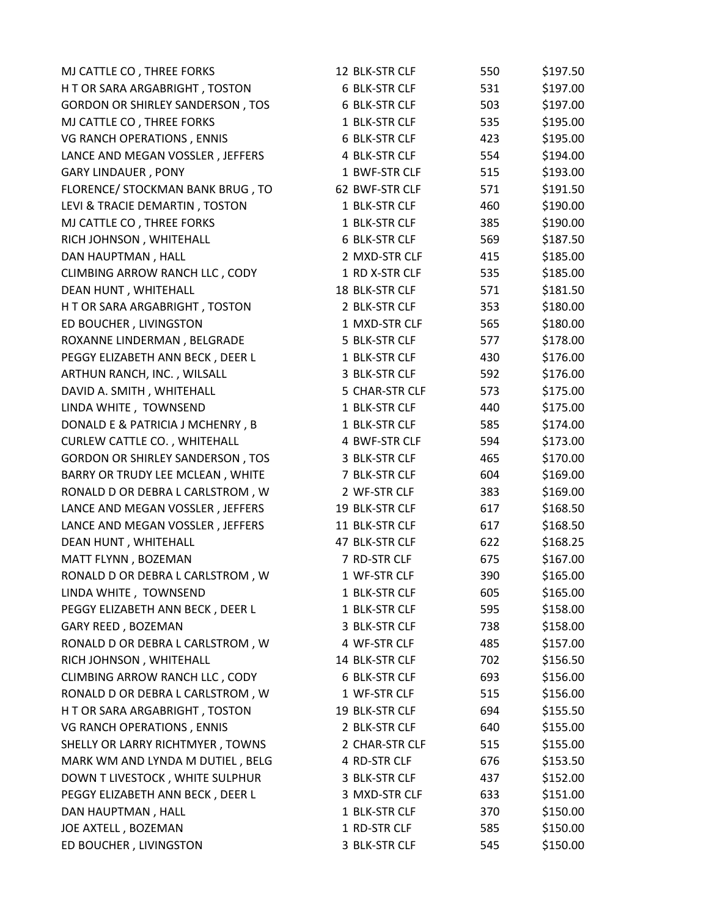| | | | |
|---|---|---|---|
| MJ CATTLE CO , THREE FORKS | 12 BLK-STR CLF | 550 | $197.50 |
| H T OR SARA ARGABRIGHT , TOSTON | 6 BLK-STR CLF | 531 | $197.00 |
| GORDON OR SHIRLEY SANDERSON , TOS | 6 BLK-STR CLF | 503 | $197.00 |
| MJ CATTLE CO , THREE FORKS | 1 BLK-STR CLF | 535 | $195.00 |
| VG RANCH OPERATIONS , ENNIS | 6 BLK-STR CLF | 423 | $195.00 |
| LANCE AND MEGAN VOSSLER , JEFFERS | 4 BLK-STR CLF | 554 | $194.00 |
| GARY LINDAUER , PONY | 1 BWF-STR CLF | 515 | $193.00 |
| FLORENCE/ STOCKMAN BANK BRUG , TO | 62 BWF-STR CLF | 571 | $191.50 |
| LEVI & TRACIE DEMARTIN , TOSTON | 1 BLK-STR CLF | 460 | $190.00 |
| MJ CATTLE CO , THREE FORKS | 1 BLK-STR CLF | 385 | $190.00 |
| RICH JOHNSON , WHITEHALL | 6 BLK-STR CLF | 569 | $187.50 |
| DAN HAUPTMAN , HALL | 2 MXD-STR CLF | 415 | $185.00 |
| CLIMBING ARROW RANCH LLC , CODY | 1 RD X-STR CLF | 535 | $185.00 |
| DEAN HUNT , WHITEHALL | 18 BLK-STR CLF | 571 | $181.50 |
| H T OR SARA ARGABRIGHT , TOSTON | 2 BLK-STR CLF | 353 | $180.00 |
| ED BOUCHER , LIVINGSTON | 1 MXD-STR CLF | 565 | $180.00 |
| ROXANNE LINDERMAN , BELGRADE | 5 BLK-STR CLF | 577 | $178.00 |
| PEGGY ELIZABETH ANN BECK , DEER L | 1 BLK-STR CLF | 430 | $176.00 |
| ARTHUN RANCH, INC. , WILSALL | 3 BLK-STR CLF | 592 | $176.00 |
| DAVID A. SMITH , WHITEHALL | 5 CHAR-STR CLF | 573 | $175.00 |
| LINDA WHITE , TOWNSEND | 1 BLK-STR CLF | 440 | $175.00 |
| DONALD E & PATRICIA J MCHENRY , B | 1 BLK-STR CLF | 585 | $174.00 |
| CURLEW CATTLE CO. , WHITEHALL | 4 BWF-STR CLF | 594 | $173.00 |
| GORDON OR SHIRLEY SANDERSON , TOS | 3 BLK-STR CLF | 465 | $170.00 |
| BARRY OR TRUDY LEE MCLEAN , WHITE | 7 BLK-STR CLF | 604 | $169.00 |
| RONALD D OR DEBRA L CARLSTROM , W | 2 WF-STR CLF | 383 | $169.00 |
| LANCE AND MEGAN VOSSLER , JEFFERS | 19 BLK-STR CLF | 617 | $168.50 |
| LANCE AND MEGAN VOSSLER , JEFFERS | 11 BLK-STR CLF | 617 | $168.50 |
| DEAN HUNT , WHITEHALL | 47 BLK-STR CLF | 622 | $168.25 |
| MATT FLYNN , BOZEMAN | 7 RD-STR CLF | 675 | $167.00 |
| RONALD D OR DEBRA L CARLSTROM , W | 1 WF-STR CLF | 390 | $165.00 |
| LINDA WHITE , TOWNSEND | 1 BLK-STR CLF | 605 | $165.00 |
| PEGGY ELIZABETH ANN BECK , DEER L | 1 BLK-STR CLF | 595 | $158.00 |
| GARY REED , BOZEMAN | 3 BLK-STR CLF | 738 | $158.00 |
| RONALD D OR DEBRA L CARLSTROM , W | 4 WF-STR CLF | 485 | $157.00 |
| RICH JOHNSON , WHITEHALL | 14 BLK-STR CLF | 702 | $156.50 |
| CLIMBING ARROW RANCH LLC , CODY | 6 BLK-STR CLF | 693 | $156.00 |
| RONALD D OR DEBRA L CARLSTROM , W | 1 WF-STR CLF | 515 | $156.00 |
| H T OR SARA ARGABRIGHT , TOSTON | 19 BLK-STR CLF | 694 | $155.50 |
| VG RANCH OPERATIONS , ENNIS | 2 BLK-STR CLF | 640 | $155.00 |
| SHELLY OR LARRY RICHTMYER , TOWNS | 2 CHAR-STR CLF | 515 | $155.00 |
| MARK WM AND LYNDA M DUTIEL , BELG | 4 RD-STR CLF | 676 | $153.50 |
| DOWN T LIVESTOCK , WHITE SULPHUR | 3 BLK-STR CLF | 437 | $152.00 |
| PEGGY ELIZABETH ANN BECK , DEER L | 3 MXD-STR CLF | 633 | $151.00 |
| DAN HAUPTMAN , HALL | 1 BLK-STR CLF | 370 | $150.00 |
| JOE AXTELL , BOZEMAN | 1 RD-STR CLF | 585 | $150.00 |
| ED BOUCHER , LIVINGSTON | 3 BLK-STR CLF | 545 | $150.00 |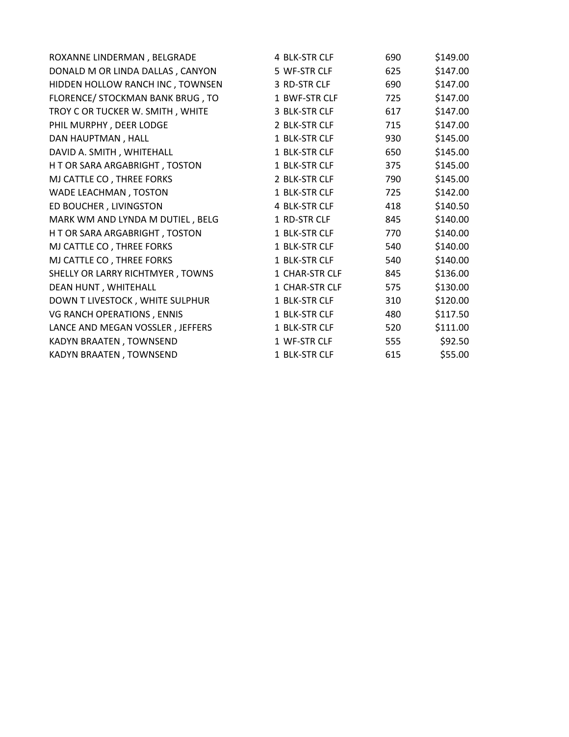| | | | |
|---|---|---|---|
| ROXANNE LINDERMAN , BELGRADE | 4 BLK-STR CLF | 690 | $149.00 |
| DONALD M OR LINDA DALLAS , CANYON | 5 WF-STR CLF | 625 | $147.00 |
| HIDDEN HOLLOW RANCH INC , TOWNSEN | 3 RD-STR CLF | 690 | $147.00 |
| FLORENCE/ STOCKMAN BANK BRUG , TO | 1 BWF-STR CLF | 725 | $147.00 |
| TROY C OR TUCKER W. SMITH , WHITE | 3 BLK-STR CLF | 617 | $147.00 |
| PHIL MURPHY , DEER LODGE | 2 BLK-STR CLF | 715 | $147.00 |
| DAN HAUPTMAN , HALL | 1 BLK-STR CLF | 930 | $145.00 |
| DAVID A. SMITH , WHITEHALL | 1 BLK-STR CLF | 650 | $145.00 |
| H T OR SARA ARGABRIGHT , TOSTON | 1 BLK-STR CLF | 375 | $145.00 |
| MJ CATTLE CO , THREE FORKS | 2 BLK-STR CLF | 790 | $145.00 |
| WADE LEACHMAN , TOSTON | 1 BLK-STR CLF | 725 | $142.00 |
| ED BOUCHER , LIVINGSTON | 4 BLK-STR CLF | 418 | $140.50 |
| MARK WM AND LYNDA M DUTIEL , BELG | 1 RD-STR CLF | 845 | $140.00 |
| H T OR SARA ARGABRIGHT , TOSTON | 1 BLK-STR CLF | 770 | $140.00 |
| MJ CATTLE CO , THREE FORKS | 1 BLK-STR CLF | 540 | $140.00 |
| MJ CATTLE CO , THREE FORKS | 1 BLK-STR CLF | 540 | $140.00 |
| SHELLY OR LARRY RICHTMYER , TOWNS | 1 CHAR-STR CLF | 845 | $136.00 |
| DEAN HUNT , WHITEHALL | 1 CHAR-STR CLF | 575 | $130.00 |
| DOWN T LIVESTOCK , WHITE SULPHUR | 1 BLK-STR CLF | 310 | $120.00 |
| VG RANCH OPERATIONS , ENNIS | 1 BLK-STR CLF | 480 | $117.50 |
| LANCE AND MEGAN VOSSLER , JEFFERS | 1 BLK-STR CLF | 520 | $111.00 |
| KADYN BRAATEN , TOWNSEND | 1 WF-STR CLF | 555 | $92.50 |
| KADYN BRAATEN , TOWNSEND | 1 BLK-STR CLF | 615 | $55.00 |